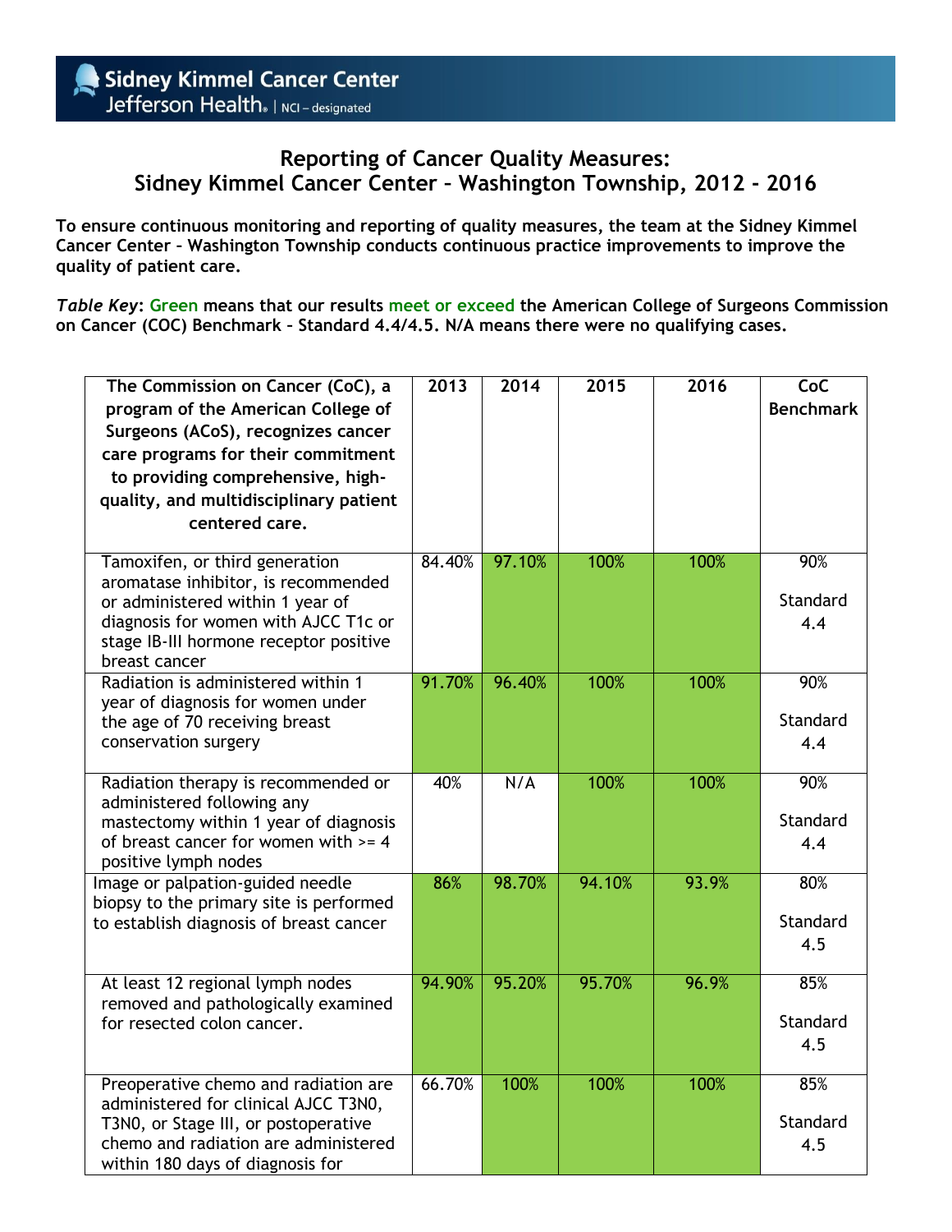Sidney Kimmel Cancer Center
Jefferson Health | NCI – designated

# Reporting of Cancer Quality Measures: Sidney Kimmel Cancer Center – Washington Township, 2012 - 2016

**To ensure continuous monitoring and reporting of quality measures, the team at the Sidney Kimmel Cancer Center – Washington Township conducts continuous practice improvements to improve the quality of patient care.**

***Table Key*: Green means that our results meet or exceed the American College of Surgeons Commission on Cancer (COC) Benchmark – Standard 4.4/4.5. N/A means there were no qualifying cases.**

| The Commission on Cancer (CoC), a program of the American College of Surgeons (ACoS), recognizes cancer care programs for their commitment to providing comprehensive, high-quality, and multidisciplinary patient centered care. | 2013 | 2014 | 2015 | 2016 | CoC Benchmark |
|---|---|---|---|---|---|
| Tamoxifen, or third generation aromatase inhibitor, is recommended or administered within 1 year of diagnosis for women with AJCC T1c or stage IB-III hormone receptor positive breast cancer | 84.40% | 97.10% | 100% | 100% | 90% Standard 4.4 |
| Radiation is administered within 1 year of diagnosis for women under the age of 70 receiving breast conservation surgery | 91.70% | 96.40% | 100% | 100% | 90% Standard 4.4 |
| Radiation therapy is recommended or administered following any mastectomy within 1 year of diagnosis of breast cancer for women with >= 4 positive lymph nodes | 40% | N/A | 100% | 100% | 90% Standard 4.4 |
| Image or palpation-guided needle biopsy to the primary site is performed to establish diagnosis of breast cancer | 86% | 98.70% | 94.10% | 93.9% | 80% Standard 4.5 |
| At least 12 regional lymph nodes removed and pathologically examined for resected colon cancer. | 94.90% | 95.20% | 95.70% | 96.9% | 85% Standard 4.5 |
| Preoperative chemo and radiation are administered for clinical AJCC T3N0, T3N0, or Stage III, or postoperative chemo and radiation are administered within 180 days of diagnosis for | 66.70% | 100% | 100% | 100% | 85% Standard 4.5 |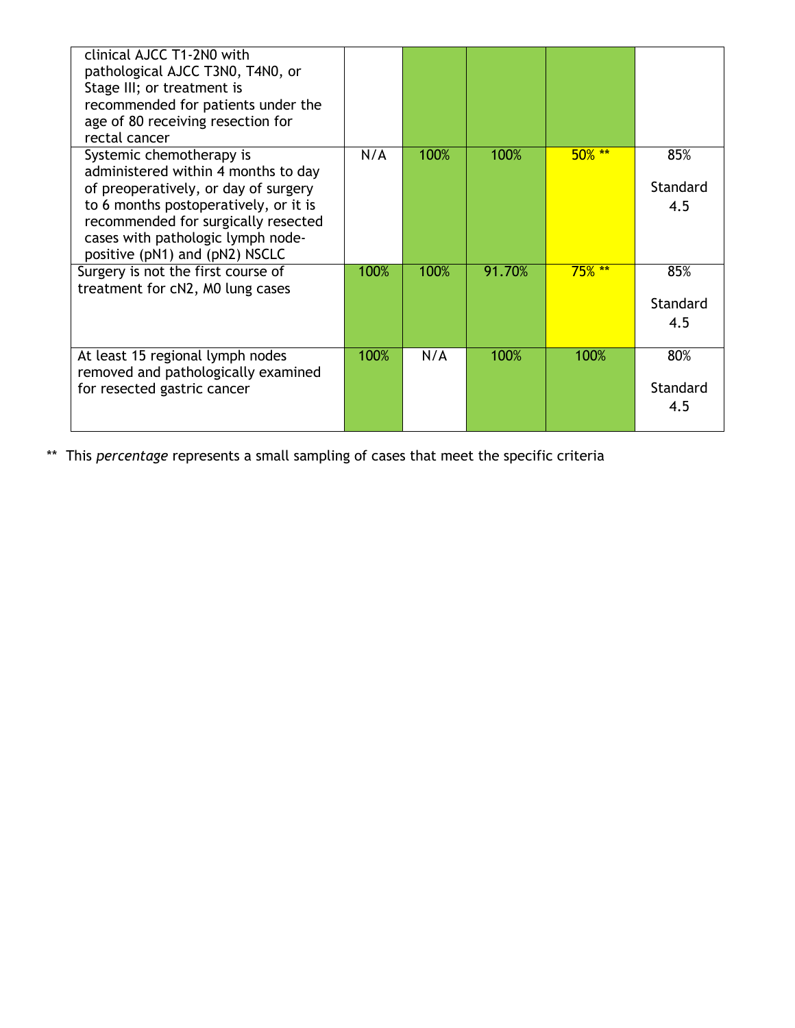| | | | | | |
|---|---|---|---|---|---|
| clinical AJCC T1-2N0 with pathological AJCC T3N0, T4N0, or Stage III; or treatment is recommended for patients under the age of 80 receiving resection for rectal cancer | | | | | |
| Systemic chemotherapy is administered within 4 months to day of preoperatively, or day of surgery to 6 months postoperatively, or it is recommended for surgically resected cases with pathologic lymph node-positive (pN1) and (pN2) NSCLC | N/A | 100% | 100% | 50% ** | 85% Standard 4.5 |
| Surgery is not the first course of treatment for cN2, M0 lung cases | 100% | 100% | 91.70% | 75% ** | 85% Standard 4.5 |
| At least 15 regional lymph nodes removed and pathologically examined for resected gastric cancer | 100% | N/A | 100% | 100% | 80% Standard 4.5 |

** This *percentage* represents a small sampling of cases that meet the specific criteria